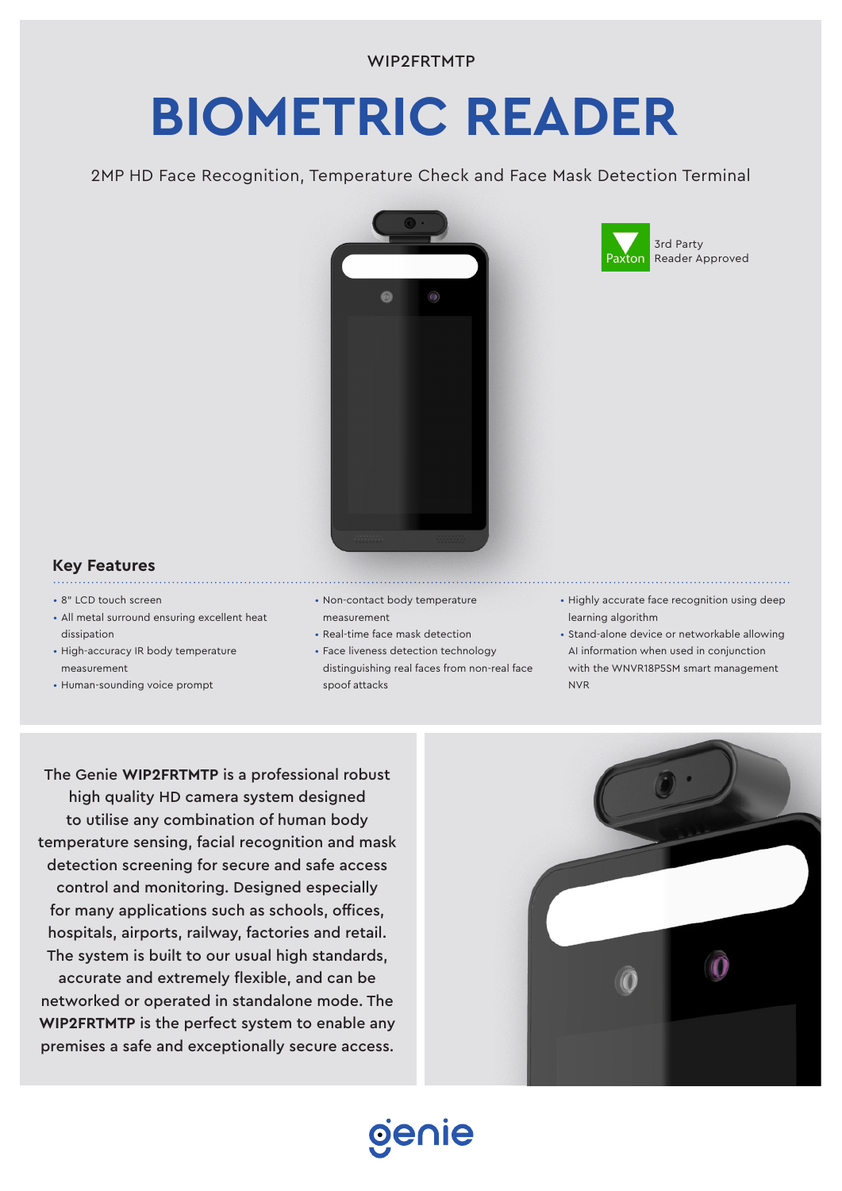WIP2FRTMTP

# BIOMETRIC READER

2MP HD Face Recognition, Temperature Check and Face Mask Detection Terminal

Paxton 3rd Party Reader Approved

## Key Features

- 8" LCD touch screen
- All metal surround ensuring excellent heat dissipation
- High-accuracy IR body temperature measurement
- Human-sounding voice prompt
- Non-contact body temperature measurement
- Real-time face mask detection
- Face liveness detection technology distinguishing real faces from non-real face spoof attacks
- Highly accurate face recognition using deep learning algorithm
- Stand-alone device or networkable allowing AI information when used in conjunction with the WNVR18P5SM smart management NVR

The Genie **WIP2FRTMTP** is a professional robust high quality HD camera system designed to utilise any combination of human body temperature sensing, facial recognition and mask detection screening for secure and safe access control and monitoring. Designed especially for many applications such as schools, offices, hospitals, airports, railway, factories and retail. The system is built to our usual high standards, accurate and extremely flexible, and can be networked or operated in standalone mode. The **WIP2FRTMTP** is the perfect system to enable any premises a safe and exceptionally secure access.

genie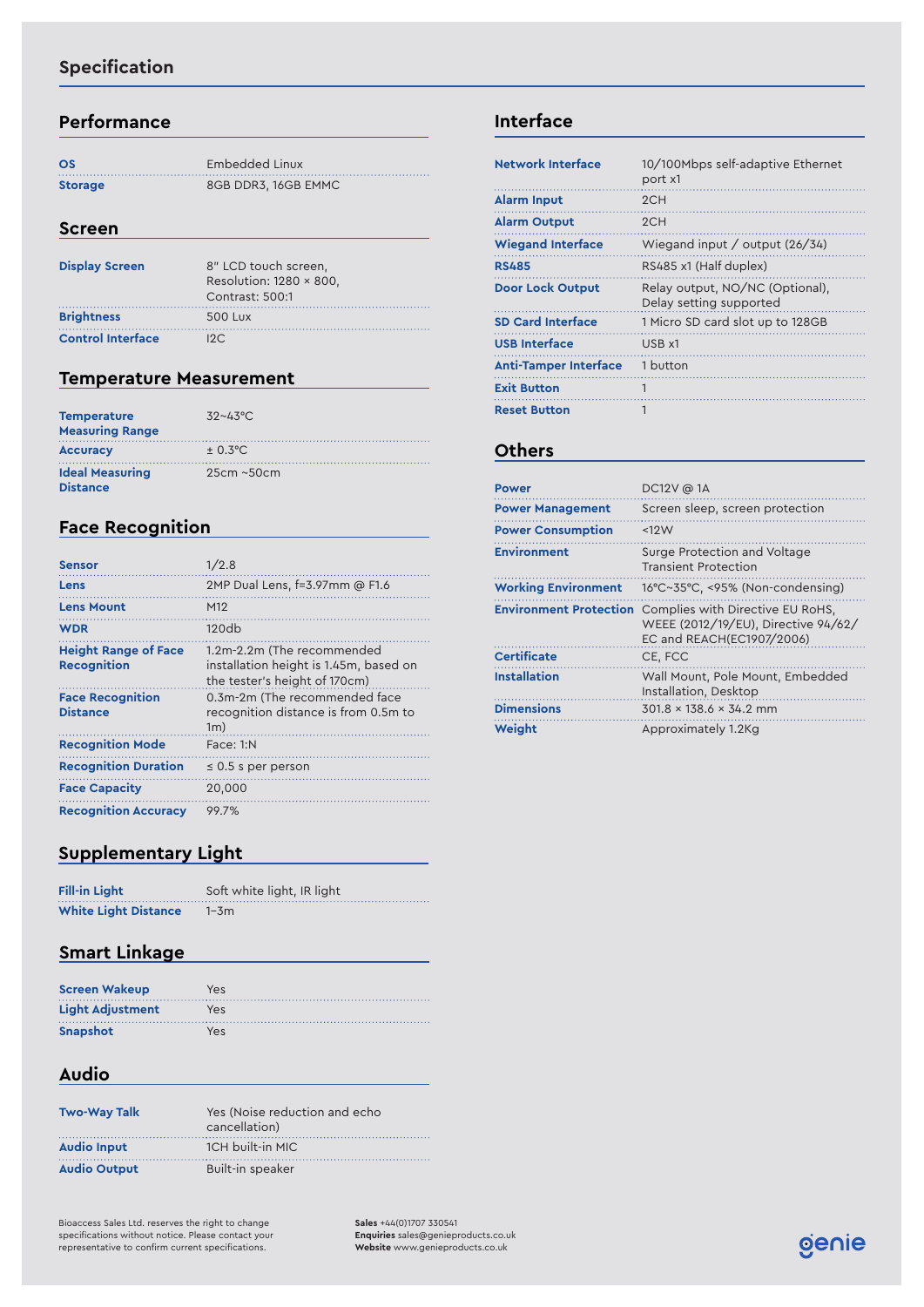# Specification

## Performance

| | |
|---|---|
| OS | Embedded Linux |
| Storage | 8GB DDR3, 16GB EMMC |

## Screen

| | |
|---|---|
| Display Screen | 8" LCD touch screen, Resolution: 1280 × 800, Contrast: 500:1 |
| Brightness | 500 Lux |
| Control Interface | I2C |

## Temperature Measurement

| | |
|---|---|
| Temperature Measuring Range | 32~43°C |
| Accuracy | ± 0.3°C |
| Ideal Measuring Distance | 25cm ~50cm |

## Face Recognition

| | |
|---|---|
| Sensor | 1/2.8 |
| Lens | 2MP Dual Lens, f=3.97mm @ F1.6 |
| Lens Mount | M12 |
| WDR | 120db |
| Height Range of Face Recognition | 1.2m-2.2m (The recommended installation height is 1.45m, based on the tester's height of 170cm) |
| Face Recognition Distance | 0.3m-2m (The recommended face recognition distance is from 0.5m to 1m) |
| Recognition Mode | Face: 1:N |
| Recognition Duration | ≤ 0.5 s per person |
| Face Capacity | 20,000 |
| Recognition Accuracy | 99.7% |

## Supplementary Light

| | |
|---|---|
| Fill-in Light | Soft white light, IR light |
| White Light Distance | 1–3m |

## Smart Linkage

| | |
|---|---|
| Screen Wakeup | Yes |
| Light Adjustment | Yes |
| Snapshot | Yes |

## Audio

| | |
|---|---|
| Two-Way Talk | Yes (Noise reduction and echo cancellation) |
| Audio Input | 1CH built-in MIC |
| Audio Output | Built-in speaker |

## Interface

| | |
|---|---|
| Network Interface | 10/100Mbps self-adaptive Ethernet port x1 |
| Alarm Input | 2CH |
| Alarm Output | 2CH |
| Wiegand Interface | Wiegand input / output (26/34) |
| RS485 | RS485 x1 (Half duplex) |
| Door Lock Output | Relay output, NO/NC (Optional), Delay setting supported |
| SD Card Interface | 1 Micro SD card slot up to 128GB |
| USB Interface | USB x1 |
| Anti-Tamper Interface | 1 button |
| Exit Button | 1 |
| Reset Button | 1 |

## Others

| | |
|---|---|
| Power | DC12V @ 1A |
| Power Management | Screen sleep, screen protection |
| Power Consumption | <12W |
| Environment | Surge Protection and Voltage Transient Protection |
| Working Environment | 16°C~35°C, <95% (Non-condensing) |
| Environment Protection | Complies with Directive EU RoHS, WEEE (2012/19/EU), Directive 94/62/EC and REACH(EC1907/2006) |
| Certificate | CE, FCC |
| Installation | Wall Mount, Pole Mount, Embedded Installation, Desktop |
| Dimensions | 301.8 × 138.6 × 34.2 mm |
| Weight | Approximately 1.2Kg |

Bioaccess Sales Ltd. reserves the right to change specifications without notice. Please contact your representative to confirm current specifications.

**Sales** +44(0)1707 330541
**Enquiries** sales@genieproducts.co.uk
**Website** www.genieproducts.co.uk

genie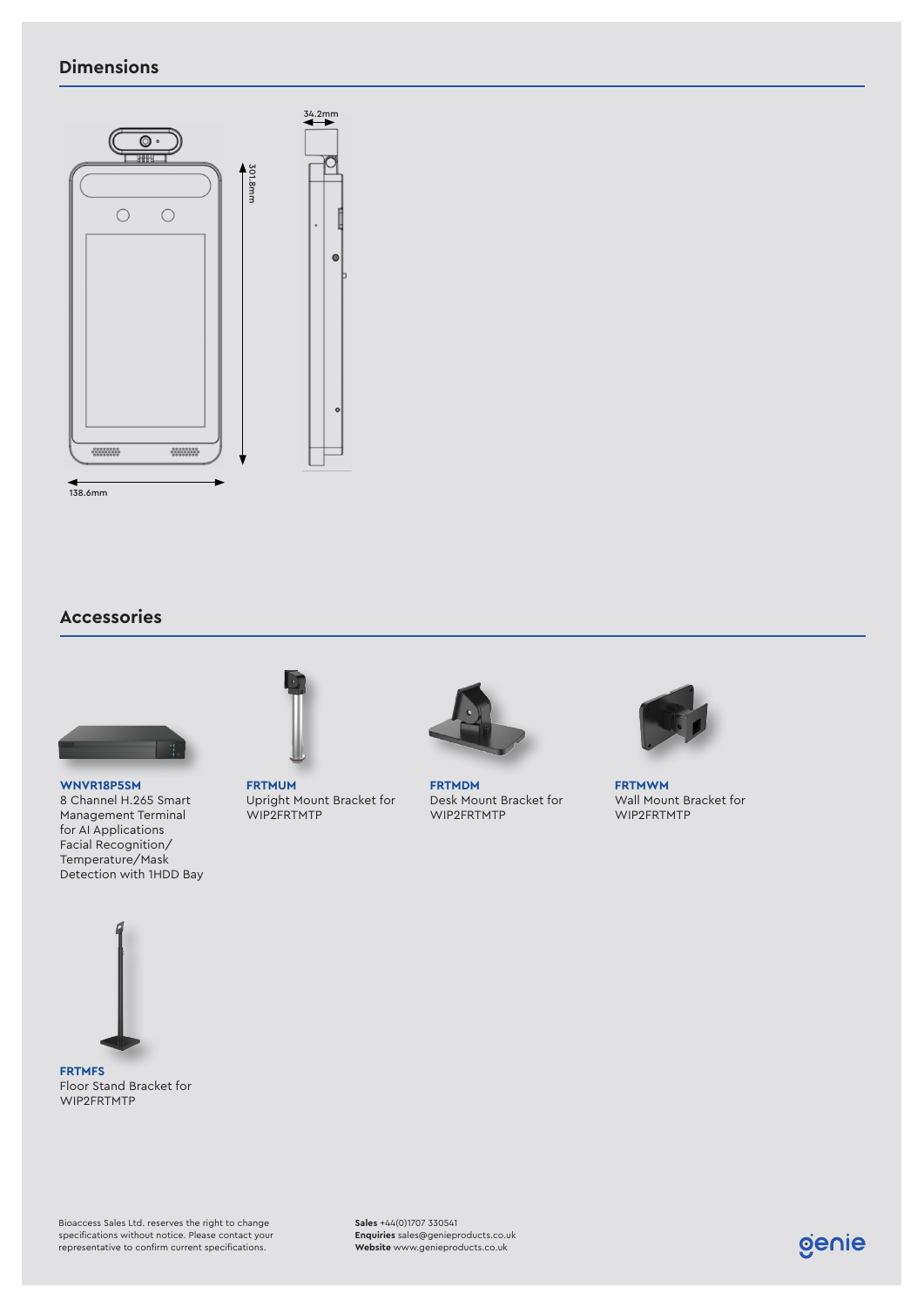## Dimensions

34.2mm

301.8mm

138.6mm

## Accessories

**WNVR18P5SM**
8 Channel H.265 Smart Management Terminal for AI Applications Facial Recognition/ Temperature/Mask Detection with 1HDD Bay

**FRTMUM**
Upright Mount Bracket for WIP2FRTMTP

**FRTMDM**
Desk Mount Bracket for WIP2FRTMTP

**FRTMWM**
Wall Mount Bracket for WIP2FRTMTP

**FRTMFS**
Floor Stand Bracket for WIP2FRTMTP

Bioaccess Sales Ltd. reserves the right to change specifications without notice. Please contact your representative to confirm current specifications.

**Sales** +44(0)1707 330541
**Enquiries** sales@genieproducts.co.uk
**Website** www.genieproducts.co.uk

genie